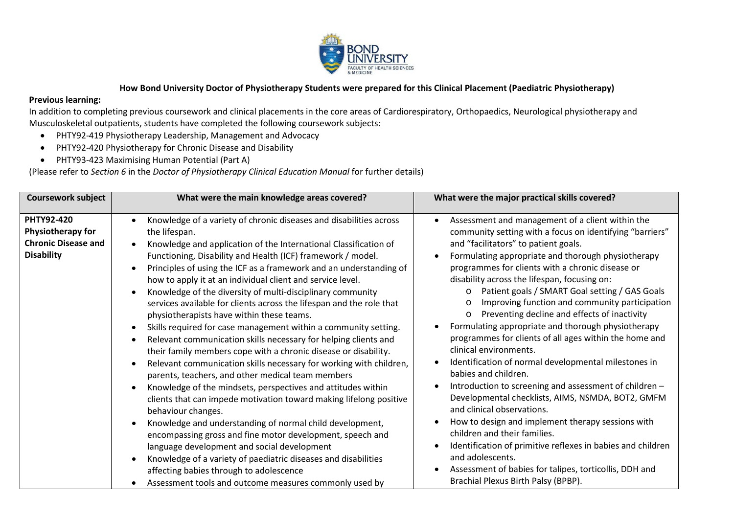**How Bond University Doctor of Physiotherapy Students were prepared for this Clinical Placement (Paediatric Physiotherapy)**

**Previous learning:**

In addition to completing previous coursework and clinical placements in the core areas of Cardiorespiratory, Orthopaedics, Neurological physiotherapy and Musculoskeletal outpatients, students have completed the following coursework subjects:

- PHTY92-419 Physiotherapy Leadership, Management and Advocacy
- PHTY92-420 Physiotherapy for Chronic Disease and Disability
- PHTY93-423 Maximising Human Potential (Part A)

(Please refer to *Section 6* in the *Doctor of Physiotherapy Clinical Education Manual* for further details)

| Coursework subject | What were the main knowledge areas covered? | What were the major practical skills covered? |
|---|---|---|
| **PHTY92-420 Physiotherapy for Chronic Disease and Disability** | • Knowledge of a variety of chronic diseases and disabilities across the lifespan.<br>• Knowledge and application of the International Classification of Functioning, Disability and Health (ICF) framework / model.<br>• Principles of using the ICF as a framework and an understanding of how to apply it at an individual client and service level.<br>• Knowledge of the diversity of multi-disciplinary community services available for clients across the lifespan and the role that physiotherapists have within these teams.<br>• Skills required for case management within a community setting.<br>• Relevant communication skills necessary for helping clients and their family members cope with a chronic disease or disability.<br>• Relevant communication skills necessary for working with children, parents, teachers, and other medical team members<br>• Knowledge of the mindsets, perspectives and attitudes within clients that can impede motivation toward making lifelong positive behaviour changes.<br>• Knowledge and understanding of normal child development, encompassing gross and fine motor development, speech and language development and social development<br>• Knowledge of a variety of paediatric diseases and disabilities affecting babies through to adolescence<br>• Assessment tools and outcome measures commonly used by | • Assessment and management of a client within the community setting with a focus on identifying "barriers" and "facilitators" to patient goals.<br>• Formulating appropriate and thorough physiotherapy programmes for clients with a chronic disease or disability across the lifespan, focusing on:<br>&nbsp;&nbsp;o Patient goals / SMART Goal setting / GAS Goals<br>&nbsp;&nbsp;o Improving function and community participation<br>&nbsp;&nbsp;o Preventing decline and effects of inactivity<br>• Formulating appropriate and thorough physiotherapy programmes for clients of all ages within the home and clinical environments.<br>• Identification of normal developmental milestones in babies and children.<br>• Introduction to screening and assessment of children – Developmental checklists, AIMS, NSMDA, BOT2, GMFM and clinical observations.<br>• How to design and implement therapy sessions with children and their families.<br>• Identification of primitive reflexes in babies and children and adolescents.<br>• Assessment of babies for talipes, torticollis, DDH and Brachial Plexus Birth Palsy (BPBP). |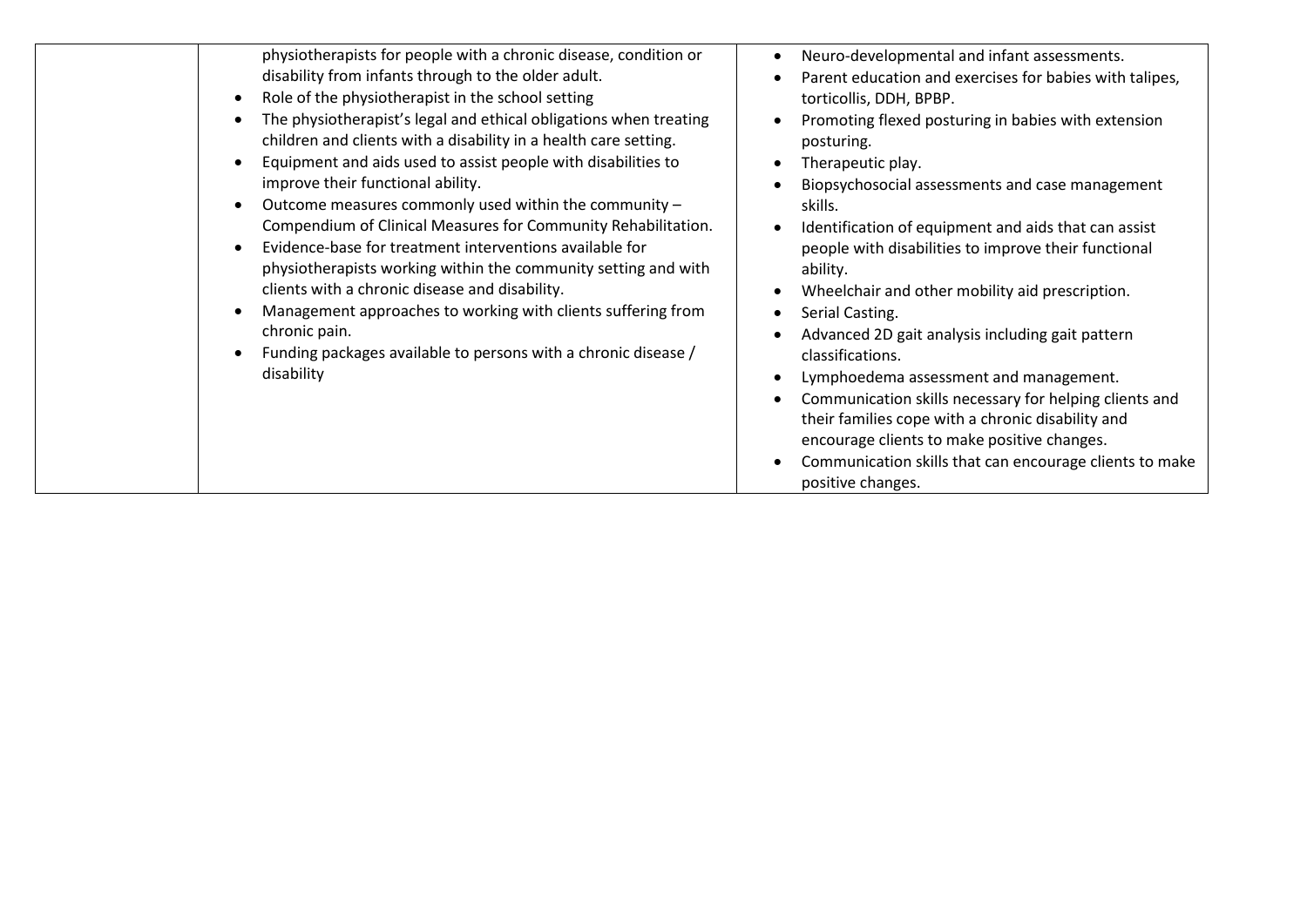| | | |
|---|---|---|
| | physiotherapists for people with a chronic disease, condition or disability from infants through to the older adult.<br>• Role of the physiotherapist in the school setting<br>• The physiotherapist's legal and ethical obligations when treating children and clients with a disability in a health care setting.<br>• Equipment and aids used to assist people with disabilities to improve their functional ability.<br>• Outcome measures commonly used within the community – Compendium of Clinical Measures for Community Rehabilitation.<br>• Evidence-base for treatment interventions available for physiotherapists working within the community setting and with clients with a chronic disease and disability.<br>• Management approaches to working with clients suffering from chronic pain.<br>• Funding packages available to persons with a chronic disease / disability | • Neuro-developmental and infant assessments.<br>• Parent education and exercises for babies with talipes, torticollis, DDH, BPBP.<br>• Promoting flexed posturing in babies with extension posturing.<br>• Therapeutic play.<br>• Biopsychosocial assessments and case management skills.<br>• Identification of equipment and aids that can assist people with disabilities to improve their functional ability.<br>• Wheelchair and other mobility aid prescription.<br>• Serial Casting.<br>• Advanced 2D gait analysis including gait pattern classifications.<br>• Lymphoedema assessment and management.<br>• Communication skills necessary for helping clients and their families cope with a chronic disability and encourage clients to make positive changes.<br>• Communication skills that can encourage clients to make positive changes. |